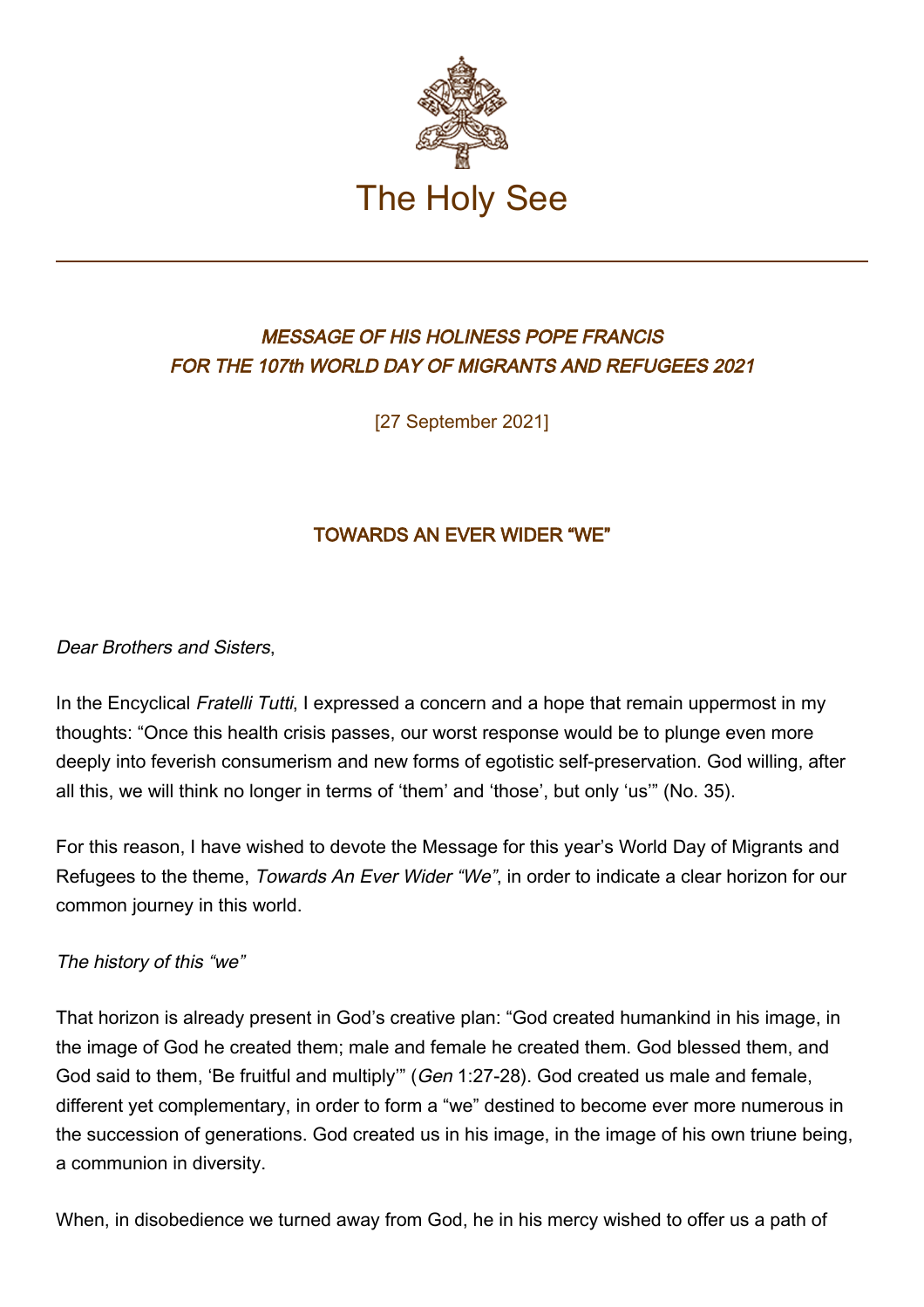The Holy See

*MESSAGE OF HIS HOLINESS POPE FRANCIS*
*FOR THE 107th WORLD DAY OF MIGRANTS AND REFUGEES 2021*

[27 September 2021]

## TOWARDS AN EVER WIDER "WE"

*Dear Brothers and Sisters*,

In the Encyclical *Fratelli Tutti*, I expressed a concern and a hope that remain uppermost in my thoughts: "Once this health crisis passes, our worst response would be to plunge even more deeply into feverish consumerism and new forms of egotistic self-preservation. God willing, after all this, we will think no longer in terms of 'them' and 'those', but only 'us'" (No. 35).

For this reason, I have wished to devote the Message for this year's World Day of Migrants and Refugees to the theme, *Towards An Ever Wider "We"*, in order to indicate a clear horizon for our common journey in this world.

*The history of this "we"*

That horizon is already present in God's creative plan: "God created humankind in his image, in the image of God he created them; male and female he created them. God blessed them, and God said to them, 'Be fruitful and multiply'" (*Gen* 1:27-28). God created us male and female, different yet complementary, in order to form a "we" destined to become ever more numerous in the succession of generations. God created us in his image, in the image of his own triune being, a communion in diversity.

When, in disobedience we turned away from God, he in his mercy wished to offer us a path of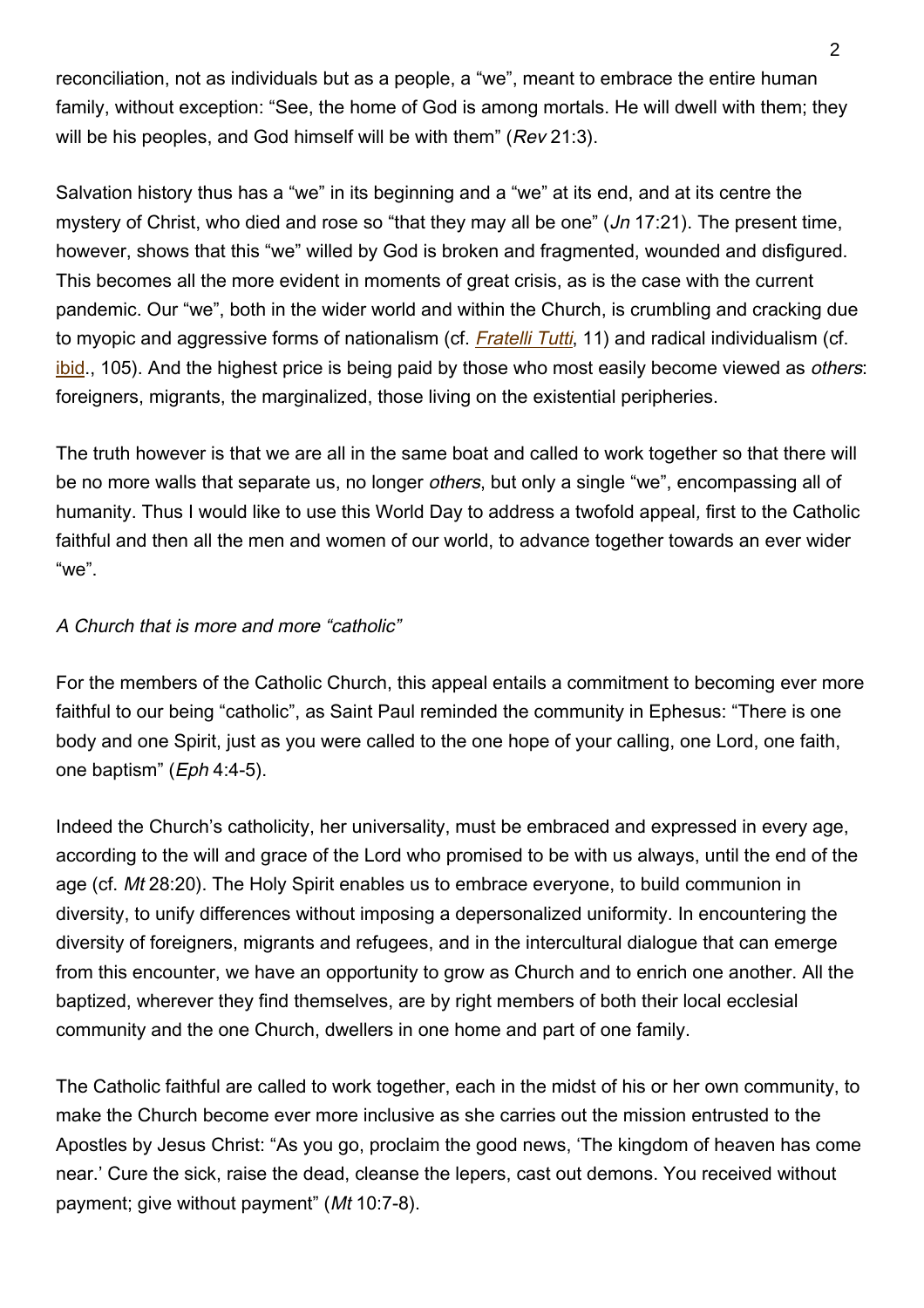reconciliation, not as individuals but as a people, a "we", meant to embrace the entire human family, without exception: "See, the home of God is among mortals. He will dwell with them; they will be his peoples, and God himself will be with them" (*Rev* 21:3).

Salvation history thus has a "we" in its beginning and a "we" at its end, and at its centre the mystery of Christ, who died and rose so "that they may all be one" (*Jn* 17:21). The present time, however, shows that this "we" willed by God is broken and fragmented, wounded and disfigured. This becomes all the more evident in moments of great crisis, as is the case with the current pandemic. Our "we", both in the wider world and within the Church, is crumbling and cracking due to myopic and aggressive forms of nationalism (cf. *Fratelli Tutti*, 11) and radical individualism (cf. ibid., 105). And the highest price is being paid by those who most easily become viewed as *others*: foreigners, migrants, the marginalized, those living on the existential peripheries.

The truth however is that we are all in the same boat and called to work together so that there will be no more walls that separate us, no longer *others*, but only a single "we", encompassing all of humanity. Thus I would like to use this World Day to address a twofold appeal, first to the Catholic faithful and then all the men and women of our world, to advance together towards an ever wider "we".

*A Church that is more and more "catholic"*

For the members of the Catholic Church, this appeal entails a commitment to becoming ever more faithful to our being "catholic", as Saint Paul reminded the community in Ephesus: "There is one body and one Spirit, just as you were called to the one hope of your calling, one Lord, one faith, one baptism" (*Eph* 4:4-5).

Indeed the Church's catholicity, her universality, must be embraced and expressed in every age, according to the will and grace of the Lord who promised to be with us always, until the end of the age (cf. *Mt* 28:20). The Holy Spirit enables us to embrace everyone, to build communion in diversity, to unify differences without imposing a depersonalized uniformity. In encountering the diversity of foreigners, migrants and refugees, and in the intercultural dialogue that can emerge from this encounter, we have an opportunity to grow as Church and to enrich one another. All the baptized, wherever they find themselves, are by right members of both their local ecclesial community and the one Church, dwellers in one home and part of one family.

The Catholic faithful are called to work together, each in the midst of his or her own community, to make the Church become ever more inclusive as she carries out the mission entrusted to the Apostles by Jesus Christ: "As you go, proclaim the good news, 'The kingdom of heaven has come near.' Cure the sick, raise the dead, cleanse the lepers, cast out demons. You received without payment; give without payment" (*Mt* 10:7-8).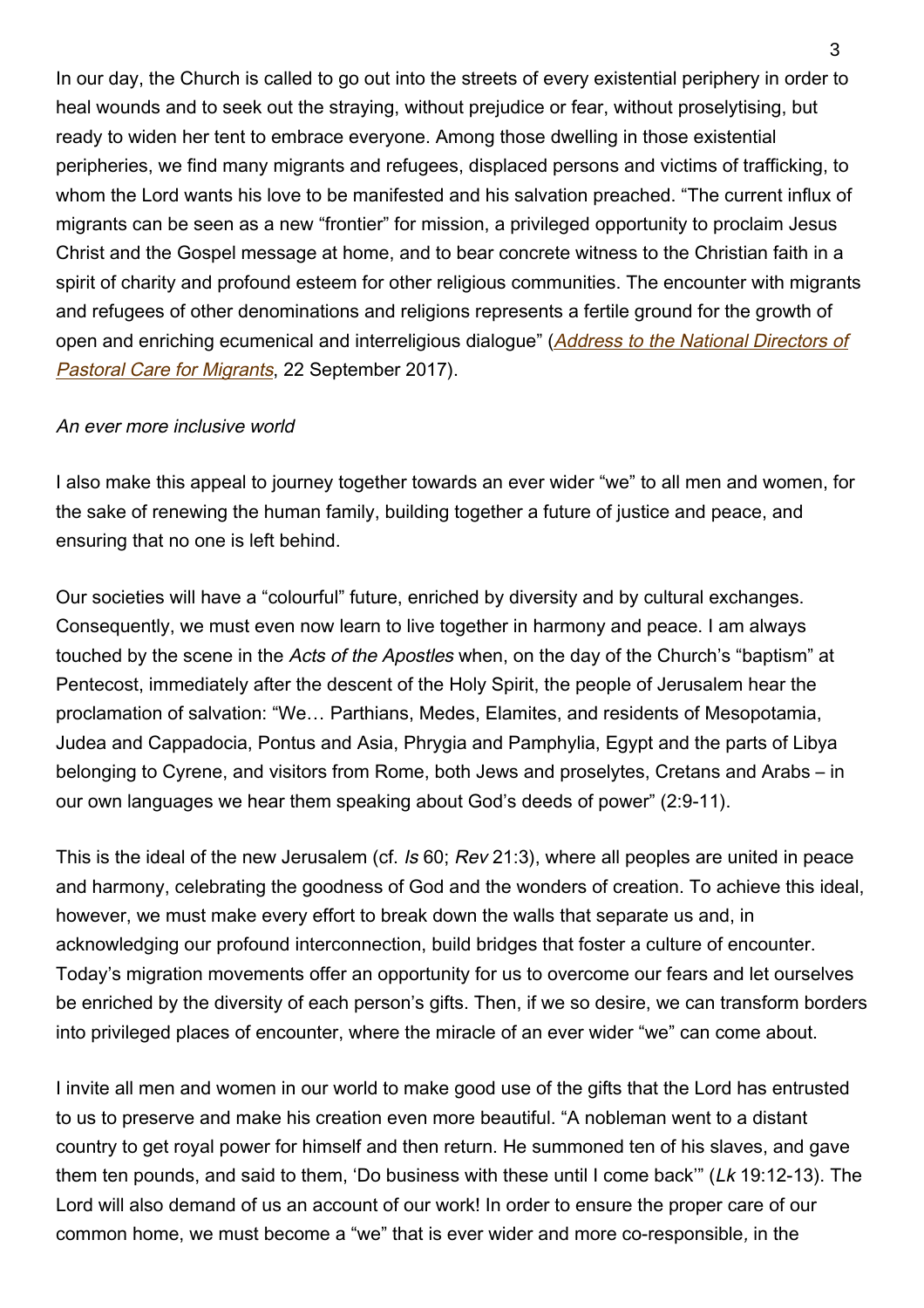In our day, the Church is called to go out into the streets of every existential periphery in order to heal wounds and to seek out the straying, without prejudice or fear, without proselytising, but ready to widen her tent to embrace everyone. Among those dwelling in those existential peripheries, we find many migrants and refugees, displaced persons and victims of trafficking, to whom the Lord wants his love to be manifested and his salvation preached. "The current influx of migrants can be seen as a new "frontier" for mission, a privileged opportunity to proclaim Jesus Christ and the Gospel message at home, and to bear concrete witness to the Christian faith in a spirit of charity and profound esteem for other religious communities. The encounter with migrants and refugees of other denominations and religions represents a fertile ground for the growth of open and enriching ecumenical and interreligious dialogue" (*Address to the National Directors of Pastoral Care for Migrants*, 22 September 2017).

*An ever more inclusive world*

I also make this appeal to journey together towards an ever wider "we" to all men and women, for the sake of renewing the human family, building together a future of justice and peace, and ensuring that no one is left behind.

Our societies will have a "colourful" future, enriched by diversity and by cultural exchanges. Consequently, we must even now learn to live together in harmony and peace. I am always touched by the scene in the *Acts of the Apostles* when, on the day of the Church's "baptism" at Pentecost, immediately after the descent of the Holy Spirit, the people of Jerusalem hear the proclamation of salvation: "We… Parthians, Medes, Elamites, and residents of Mesopotamia, Judea and Cappadocia, Pontus and Asia, Phrygia and Pamphylia, Egypt and the parts of Libya belonging to Cyrene, and visitors from Rome, both Jews and proselytes, Cretans and Arabs – in our own languages we hear them speaking about God's deeds of power" (2:9-11).

This is the ideal of the new Jerusalem (cf. *Is* 60; *Rev* 21:3), where all peoples are united in peace and harmony, celebrating the goodness of God and the wonders of creation. To achieve this ideal, however, we must make every effort to break down the walls that separate us and, in acknowledging our profound interconnection, build bridges that foster a culture of encounter. Today's migration movements offer an opportunity for us to overcome our fears and let ourselves be enriched by the diversity of each person's gifts. Then, if we so desire, we can transform borders into privileged places of encounter, where the miracle of an ever wider "we" can come about.

I invite all men and women in our world to make good use of the gifts that the Lord has entrusted to us to preserve and make his creation even more beautiful. "A nobleman went to a distant country to get royal power for himself and then return. He summoned ten of his slaves, and gave them ten pounds, and said to them, 'Do business with these until I come back'" (*Lk* 19:12-13). The Lord will also demand of us an account of our work! In order to ensure the proper care of our common home, we must become a "we" that is ever wider and more co-responsible, in the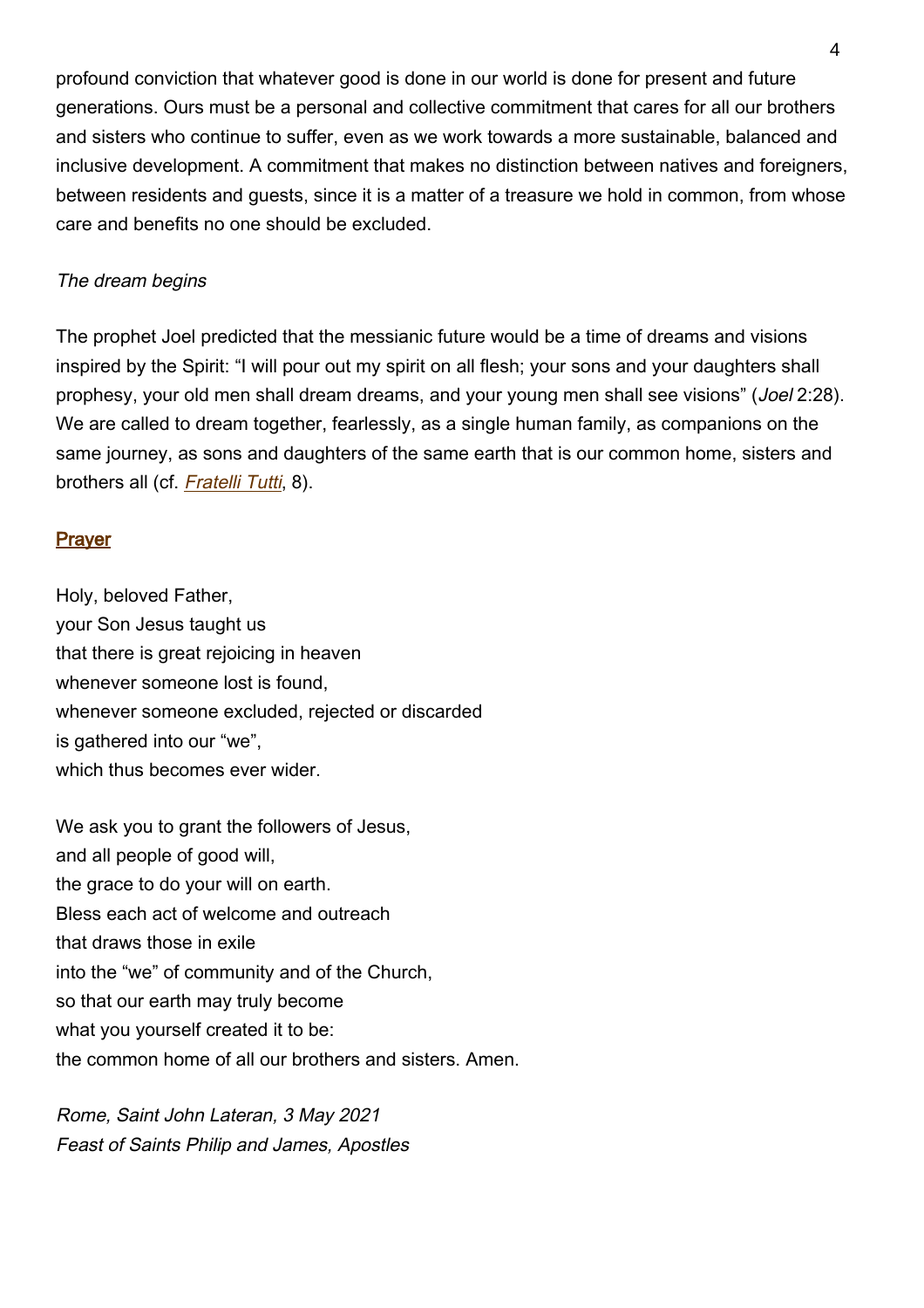profound conviction that whatever good is done in our world is done for present and future generations. Ours must be a personal and collective commitment that cares for all our brothers and sisters who continue to suffer, even as we work towards a more sustainable, balanced and inclusive development. A commitment that makes no distinction between natives and foreigners, between residents and guests, since it is a matter of a treasure we hold in common, from whose care and benefits no one should be excluded.

*The dream begins*

The prophet Joel predicted that the messianic future would be a time of dreams and visions inspired by the Spirit: "I will pour out my spirit on all flesh; your sons and your daughters shall prophesy, your old men shall dream dreams, and your young men shall see visions" (*Joel* 2:28). We are called to dream together, fearlessly, as a single human family, as companions on the same journey, as sons and daughters of the same earth that is our common home, sisters and brothers all (cf. *Fratelli Tutti*, 8).

## Prayer

Holy, beloved Father,
your Son Jesus taught us
that there is great rejoicing in heaven
whenever someone lost is found,
whenever someone excluded, rejected or discarded
is gathered into our "we",
which thus becomes ever wider.

We ask you to grant the followers of Jesus,
and all people of good will,
the grace to do your will on earth.
Bless each act of welcome and outreach
that draws those in exile
into the "we" of community and of the Church,
so that our earth may truly become
what you yourself created it to be:
the common home of all our brothers and sisters. Amen.

*Rome, Saint John Lateran, 3 May 2021*
*Feast of Saints Philip and James, Apostles*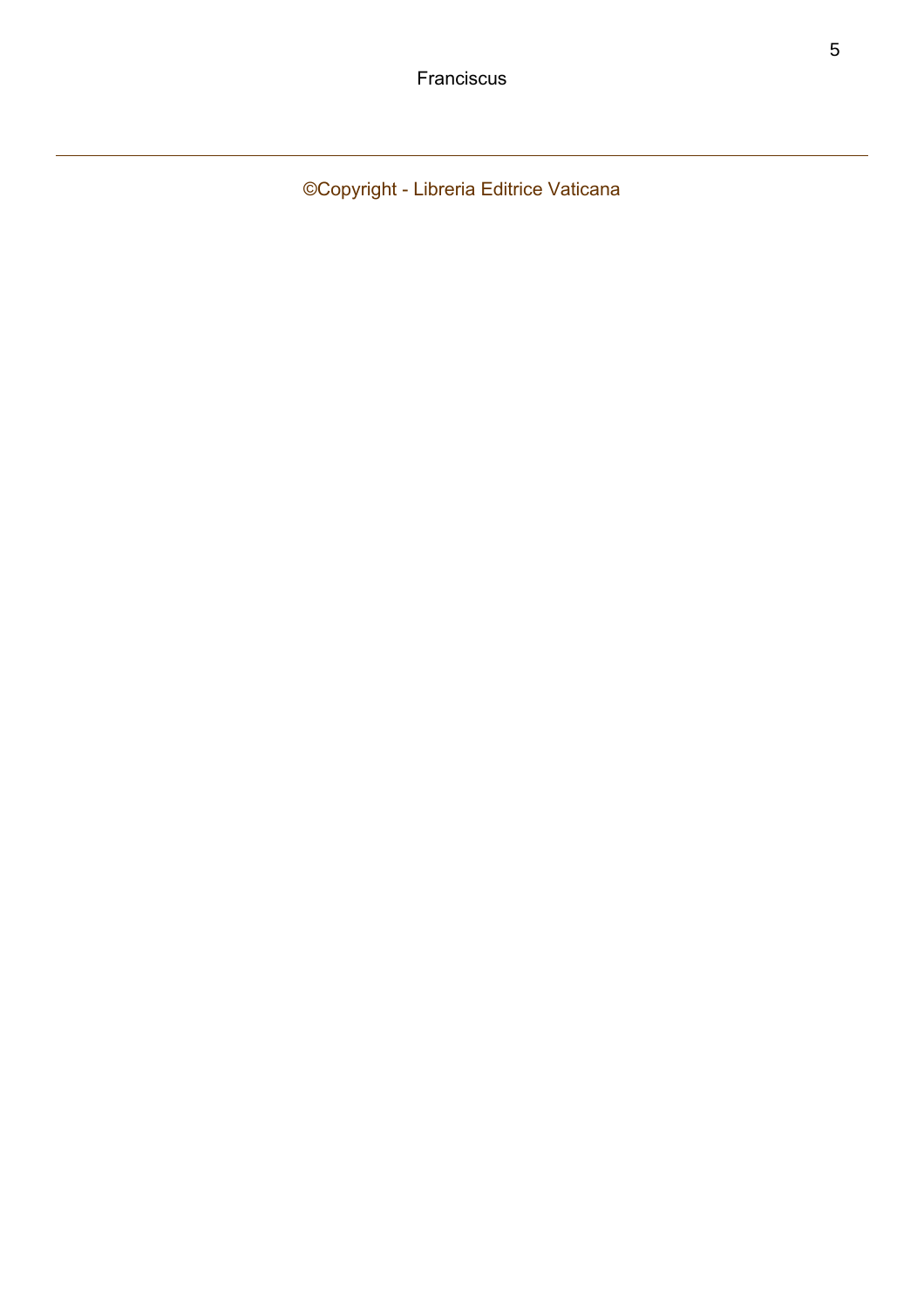Franciscus

---

©Copyright - Libreria Editrice Vaticana